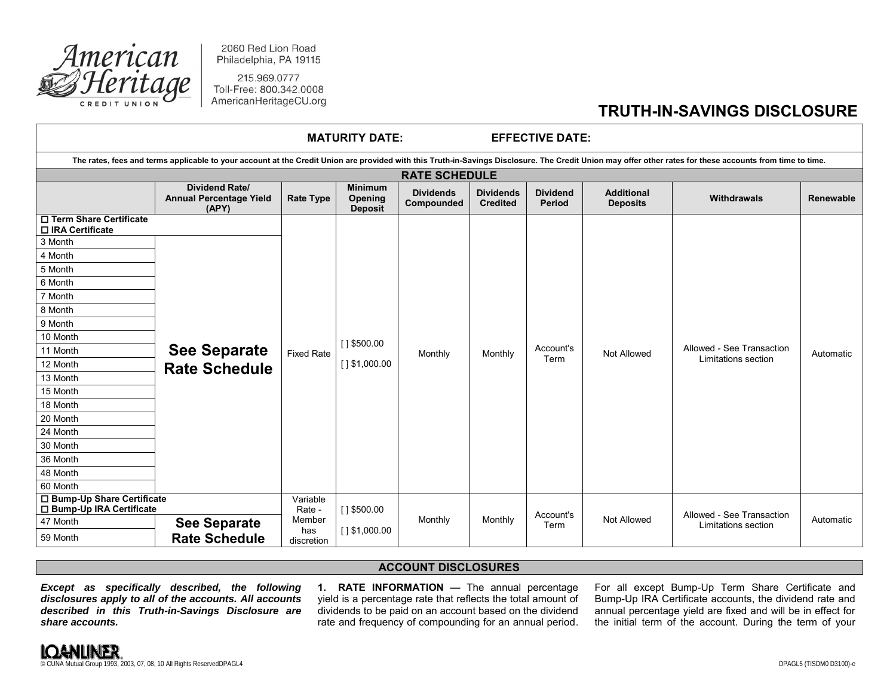American Heritage Credit Union

2060 Red Lion Road
Philadelphia, PA 19115

215.969.0777
Toll-Free: 800.342.0008
AmericanHeritageCU.org

# TRUTH-IN-SAVINGS DISCLOSURE

**MATURITY DATE:** **EFFECTIVE DATE:**

**The rates, fees and terms applicable to your account at the Credit Union are provided with this Truth-in-Savings Disclosure. The Credit Union may offer other rates for these accounts from time to time.**

## RATE SCHEDULE

| | Dividend Rate/ Annual Percentage Yield (APY) | Rate Type | Minimum Opening Deposit | Dividends Compounded | Dividends Credited | Dividend Period | Additional Deposits | Withdrawals | Renewable |
|---|---|---|---|---|---|---|---|---|---|
| ☐ **Term Share Certificate** ☐ **IRA Certificate** | | Fixed Rate | [ ] $500.00 [ ] $1,000.00 | Monthly | Monthly | Account's Term | Not Allowed | Allowed - See Transaction Limitations section | Automatic |
| 3 Month | **See Separate Rate Schedule** | | | | | | | | |
| 4 Month | | | | | | | | | |
| 5 Month | | | | | | | | | |
| 6 Month | | | | | | | | | |
| 7 Month | | | | | | | | | |
| 8 Month | | | | | | | | | |
| 9 Month | | | | | | | | | |
| 10 Month | | | | | | | | | |
| 11 Month | | | | | | | | | |
| 12 Month | | | | | | | | | |
| 13 Month | | | | | | | | | |
| 15 Month | | | | | | | | | |
| 18 Month | | | | | | | | | |
| 20 Month | | | | | | | | | |
| 24 Month | | | | | | | | | |
| 30 Month | | | | | | | | | |
| 36 Month | | | | | | | | | |
| 48 Month | | | | | | | | | |
| 60 Month | | | | | | | | | |
| ☐ **Bump-Up Share Certificate** ☐ **Bump-Up IRA Certificate** | | Variable Rate - Member has discretion | [ ] $500.00 [ ] $1,000.00 | Monthly | Monthly | Account's Term | Not Allowed | Allowed - See Transaction Limitations section | Automatic |
| 47 Month | **See Separate Rate Schedule** | | | | | | | | |
| 59 Month | | | | | | | | | |

## ACCOUNT DISCLOSURES

***Except as specifically described, the following disclosures apply to all of the accounts. All accounts described in this Truth-in-Savings Disclosure are share accounts.***

**1. RATE INFORMATION —** The annual percentage yield is a percentage rate that reflects the total amount of dividends to be paid on an account based on the dividend rate and frequency of compounding for an annual period. For all except Bump-Up Term Share Certificate and Bump-Up IRA Certificate accounts, the dividend rate and annual percentage yield are fixed and will be in effect for the initial term of the account. During the term of your

© CUNA Mutual Group 1993, 2003, 07, 08, 10 All Rights ReservedDPAGL4

DPAGL5 (TISDM0 D3100)-e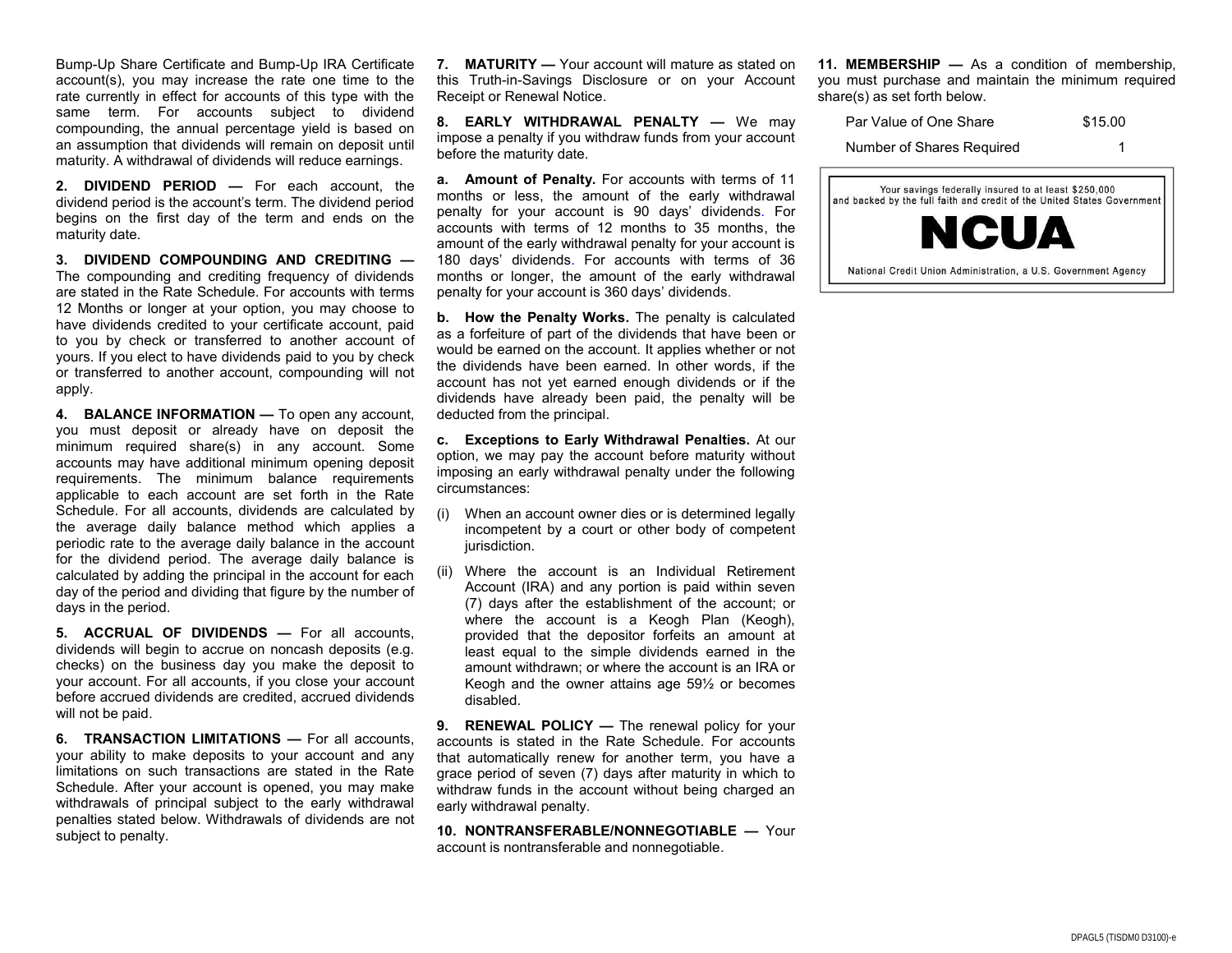Bump-Up Share Certificate and Bump-Up IRA Certificate account(s), you may increase the rate one time to the rate currently in effect for accounts of this type with the same term. For accounts subject to dividend compounding, the annual percentage yield is based on an assumption that dividends will remain on deposit until maturity. A withdrawal of dividends will reduce earnings.

**2. DIVIDEND PERIOD —** For each account, the dividend period is the account's term. The dividend period begins on the first day of the term and ends on the maturity date.

**3. DIVIDEND COMPOUNDING AND CREDITING —** The compounding and crediting frequency of dividends are stated in the Rate Schedule. For accounts with terms 12 Months or longer at your option, you may choose to have dividends credited to your certificate account, paid to you by check or transferred to another account of yours. If you elect to have dividends paid to you by check or transferred to another account, compounding will not apply.

**4. BALANCE INFORMATION —** To open any account, you must deposit or already have on deposit the minimum required share(s) in any account. Some accounts may have additional minimum opening deposit requirements. The minimum balance requirements applicable to each account are set forth in the Rate Schedule. For all accounts, dividends are calculated by the average daily balance method which applies a periodic rate to the average daily balance in the account for the dividend period. The average daily balance is calculated by adding the principal in the account for each day of the period and dividing that figure by the number of days in the period.

**5. ACCRUAL OF DIVIDENDS —** For all accounts, dividends will begin to accrue on noncash deposits (e.g. checks) on the business day you make the deposit to your account. For all accounts, if you close your account before accrued dividends are credited, accrued dividends will not be paid.

**6. TRANSACTION LIMITATIONS —** For all accounts, your ability to make deposits to your account and any limitations on such transactions are stated in the Rate Schedule. After your account is opened, you may make withdrawals of principal subject to the early withdrawal penalties stated below. Withdrawals of dividends are not subject to penalty.

**7. MATURITY —** Your account will mature as stated on this Truth-in-Savings Disclosure or on your Account Receipt or Renewal Notice.

**8. EARLY WITHDRAWAL PENALTY —** We may impose a penalty if you withdraw funds from your account before the maturity date.

**a. Amount of Penalty.** For accounts with terms of 11 months or less, the amount of the early withdrawal penalty for your account is 90 days' dividends. For accounts with terms of 12 months to 35 months, the amount of the early withdrawal penalty for your account is 180 days' dividends. For accounts with terms of 36 months or longer, the amount of the early withdrawal penalty for your account is 360 days' dividends.

**b. How the Penalty Works.** The penalty is calculated as a forfeiture of part of the dividends that have been or would be earned on the account. It applies whether or not the dividends have been earned. In other words, if the account has not yet earned enough dividends or if the dividends have already been paid, the penalty will be deducted from the principal.

**c. Exceptions to Early Withdrawal Penalties.** At our option, we may pay the account before maturity without imposing an early withdrawal penalty under the following circumstances:

(i) When an account owner dies or is determined legally incompetent by a court or other body of competent jurisdiction.

(ii) Where the account is an Individual Retirement Account (IRA) and any portion is paid within seven (7) days after the establishment of the account; or where the account is a Keogh Plan (Keogh), provided that the depositor forfeits an amount at least equal to the simple dividends earned in the amount withdrawn; or where the account is an IRA or Keogh and the owner attains age 59½ or becomes disabled.

**9. RENEWAL POLICY —** The renewal policy for your accounts is stated in the Rate Schedule. For accounts that automatically renew for another term, you have a grace period of seven (7) days after maturity in which to withdraw funds in the account without being charged an early withdrawal penalty.

**10. NONTRANSFERABLE/NONNEGOTIABLE —** Your account is nontransferable and nonnegotiable.

**11. MEMBERSHIP —** As a condition of membership, you must purchase and maintain the minimum required share(s) as set forth below.

| | |
|---|---|
| Par Value of One Share | $15.00 |
| Number of Shares Required | 1 |

Your savings federally insured to at least $250,000
and backed by the full faith and credit of the United States Government

NCUA

National Credit Union Administration, a U.S. Government Agency

DPAGL5 (TISDM0 D3100)-e